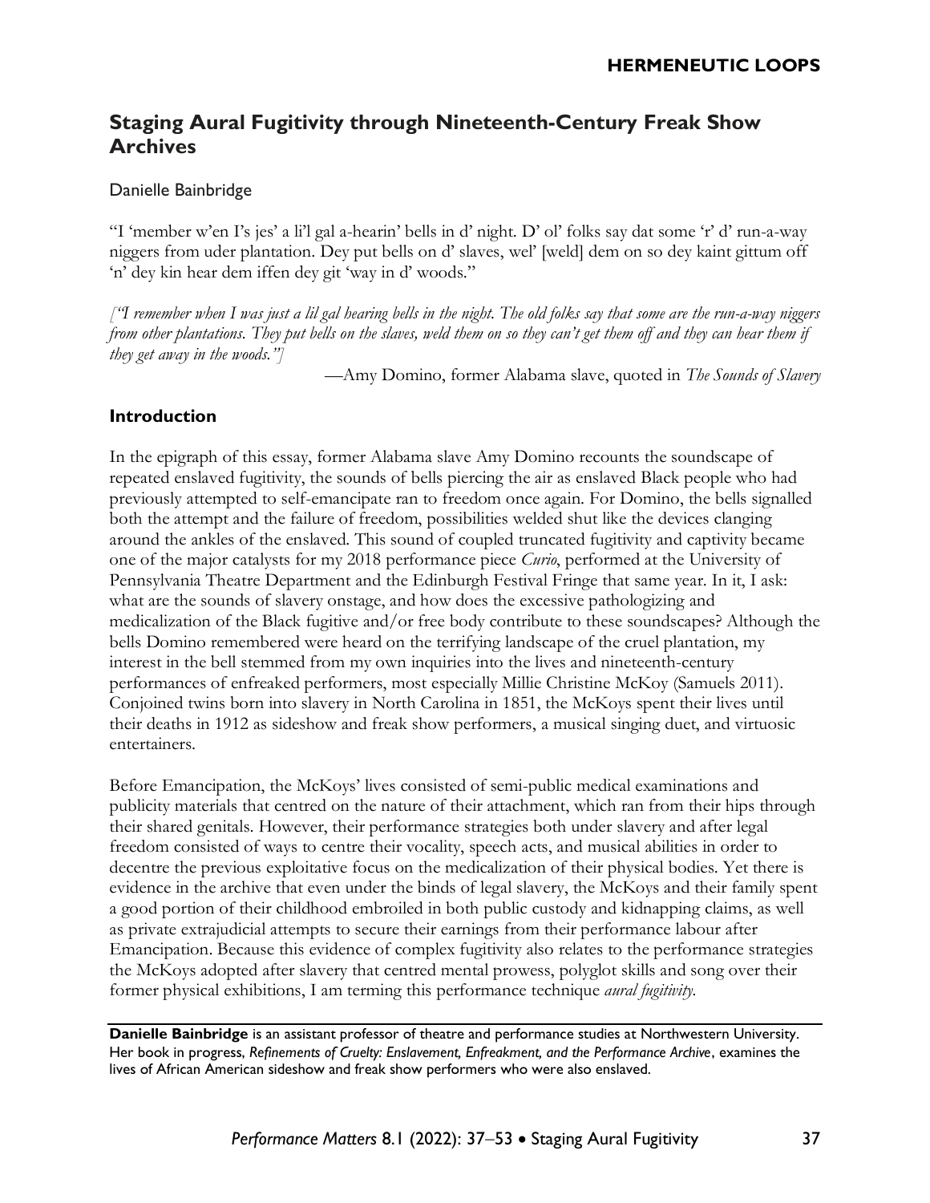## Staging Aural Fugitivity through Nineteenth-Century Freak Show Archives

Danielle Bainbridge

"I 'member w'en I's jes' a li'l gal a-hearin' bells in d' night. D' ol' folks say dat some 'r' d' run-a-way niggers from uder plantation. Dey put bells on d' slaves, wel' [weld] dem on so dey kaint gittum off 'n' dey kin hear dem iffen dey git 'way in d' woods."

*["I remember when I was just a lil gal hearing bells in the night. The old folks say that some are the run-a-way niggers from other plantations. They put bells on the slaves, weld them on so they can't get them off and they can hear them if they get away in the woods."]*

—Amy Domino, former Alabama slave, quoted in *The Sounds of Slavery*

### Introduction

In the epigraph of this essay, former Alabama slave Amy Domino recounts the soundscape of repeated enslaved fugitivity, the sounds of bells piercing the air as enslaved Black people who had previously attempted to self-emancipate ran to freedom once again. For Domino, the bells signalled both the attempt and the failure of freedom, possibilities welded shut like the devices clanging around the ankles of the enslaved. This sound of coupled truncated fugitivity and captivity became one of the major catalysts for my 2018 performance piece *Curio*, performed at the University of Pennsylvania Theatre Department and the Edinburgh Festival Fringe that same year. In it, I ask: what are the sounds of slavery onstage, and how does the excessive pathologizing and medicalization of the Black fugitive and/or free body contribute to these soundscapes? Although the bells Domino remembered were heard on the terrifying landscape of the cruel plantation, my interest in the bell stemmed from my own inquiries into the lives and nineteenth-century performances of enfreaked performers, most especially Millie Christine McKoy (Samuels 2011). Conjoined twins born into slavery in North Carolina in 1851, the McKoys spent their lives until their deaths in 1912 as sideshow and freak show performers, a musical singing duet, and virtuosic entertainers.

Before Emancipation, the McKoys' lives consisted of semi-public medical examinations and publicity materials that centred on the nature of their attachment, which ran from their hips through their shared genitals. However, their performance strategies both under slavery and after legal freedom consisted of ways to centre their vocality, speech acts, and musical abilities in order to decentre the previous exploitative focus on the medicalization of their physical bodies. Yet there is evidence in the archive that even under the binds of legal slavery, the McKoys and their family spent a good portion of their childhood embroiled in both public custody and kidnapping claims, as well as private extrajudicial attempts to secure their earnings from their performance labour after Emancipation. Because this evidence of complex fugitivity also relates to the performance strategies the McKoys adopted after slavery that centred mental prowess, polyglot skills and song over their former physical exhibitions, I am terming this performance technique *aural fugitivity*.

---

**Danielle Bainbridge** is an assistant professor of theatre and performance studies at Northwestern University. Her book in progress, *Refinements of Cruelty: Enslavement, Enfreakment, and the Performance Archive*, examines the lives of African American sideshow and freak show performers who were also enslaved.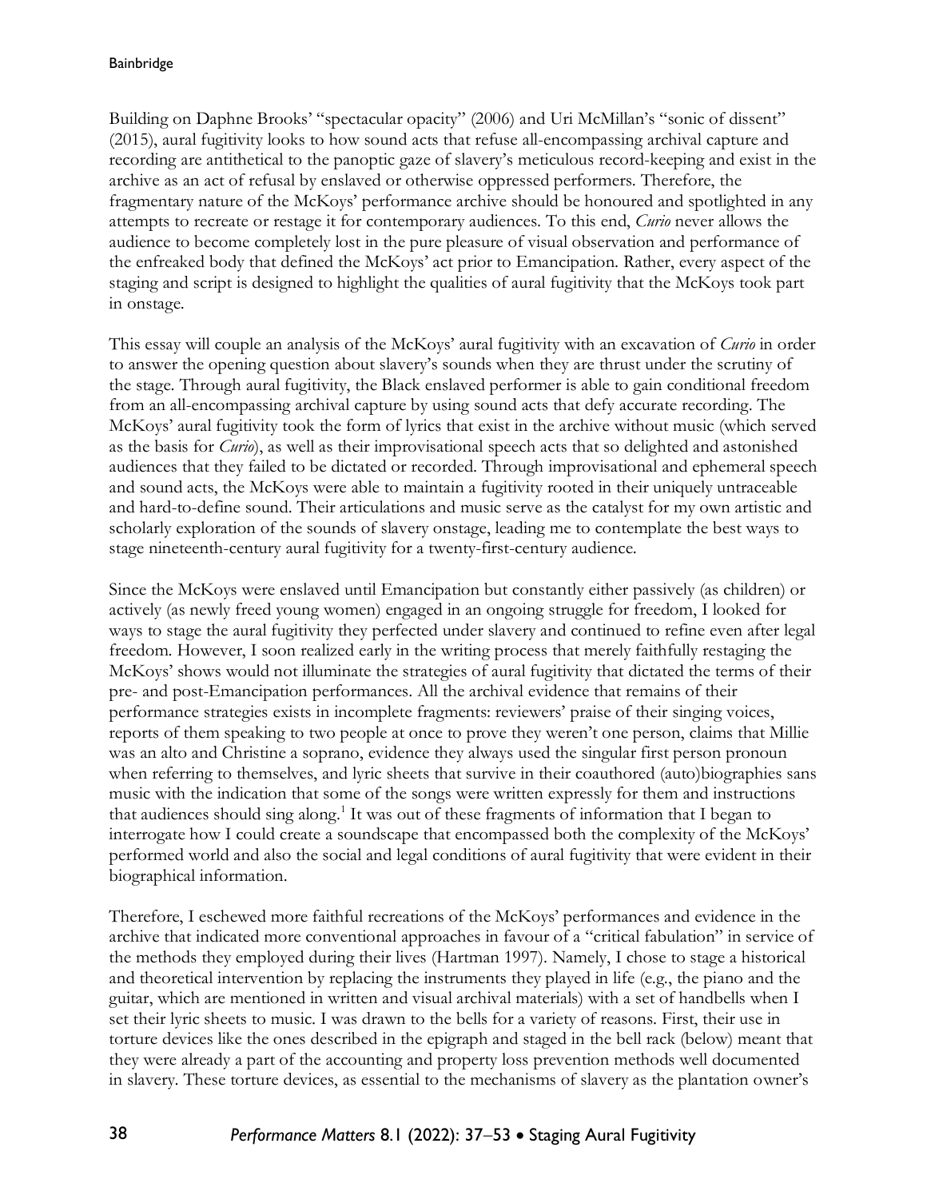Building on Daphne Brooks' "spectacular opacity" (2006) and Uri McMillan's "sonic of dissent" (2015), aural fugitivity looks to how sound acts that refuse all-encompassing archival capture and recording are antithetical to the panoptic gaze of slavery's meticulous record-keeping and exist in the archive as an act of refusal by enslaved or otherwise oppressed performers. Therefore, the fragmentary nature of the McKoys' performance archive should be honoured and spotlighted in any attempts to recreate or restage it for contemporary audiences. To this end, *Curio* never allows the audience to become completely lost in the pure pleasure of visual observation and performance of the enfreaked body that defined the McKoys' act prior to Emancipation. Rather, every aspect of the staging and script is designed to highlight the qualities of aural fugitivity that the McKoys took part in onstage.

This essay will couple an analysis of the McKoys' aural fugitivity with an excavation of *Curio* in order to answer the opening question about slavery's sounds when they are thrust under the scrutiny of the stage. Through aural fugitivity, the Black enslaved performer is able to gain conditional freedom from an all-encompassing archival capture by using sound acts that defy accurate recording. The McKoys' aural fugitivity took the form of lyrics that exist in the archive without music (which served as the basis for *Curio*), as well as their improvisational speech acts that so delighted and astonished audiences that they failed to be dictated or recorded. Through improvisational and ephemeral speech and sound acts, the McKoys were able to maintain a fugitivity rooted in their uniquely untraceable and hard-to-define sound. Their articulations and music serve as the catalyst for my own artistic and scholarly exploration of the sounds of slavery onstage, leading me to contemplate the best ways to stage nineteenth-century aural fugitivity for a twenty-first-century audience.

Since the McKoys were enslaved until Emancipation but constantly either passively (as children) or actively (as newly freed young women) engaged in an ongoing struggle for freedom, I looked for ways to stage the aural fugitivity they perfected under slavery and continued to refine even after legal freedom. However, I soon realized early in the writing process that merely faithfully restaging the McKoys' shows would not illuminate the strategies of aural fugitivity that dictated the terms of their pre- and post-Emancipation performances. All the archival evidence that remains of their performance strategies exists in incomplete fragments: reviewers' praise of their singing voices, reports of them speaking to two people at once to prove they weren't one person, claims that Millie was an alto and Christine a soprano, evidence they always used the singular first person pronoun when referring to themselves, and lyric sheets that survive in their coauthored (auto)biographies sans music with the indication that some of the songs were written expressly for them and instructions that audiences should sing along.[1] It was out of these fragments of information that I began to interrogate how I could create a soundscape that encompassed both the complexity of the McKoys' performed world and also the social and legal conditions of aural fugitivity that were evident in their biographical information.

Therefore, I eschewed more faithful recreations of the McKoys' performances and evidence in the archive that indicated more conventional approaches in favour of a "critical fabulation" in service of the methods they employed during their lives (Hartman 1997). Namely, I chose to stage a historical and theoretical intervention by replacing the instruments they played in life (e.g., the piano and the guitar, which are mentioned in written and visual archival materials) with a set of handbells when I set their lyric sheets to music. I was drawn to the bells for a variety of reasons. First, their use in torture devices like the ones described in the epigraph and staged in the bell rack (below) meant that they were already a part of the accounting and property loss prevention methods well documented in slavery. These torture devices, as essential to the mechanisms of slavery as the plantation owner's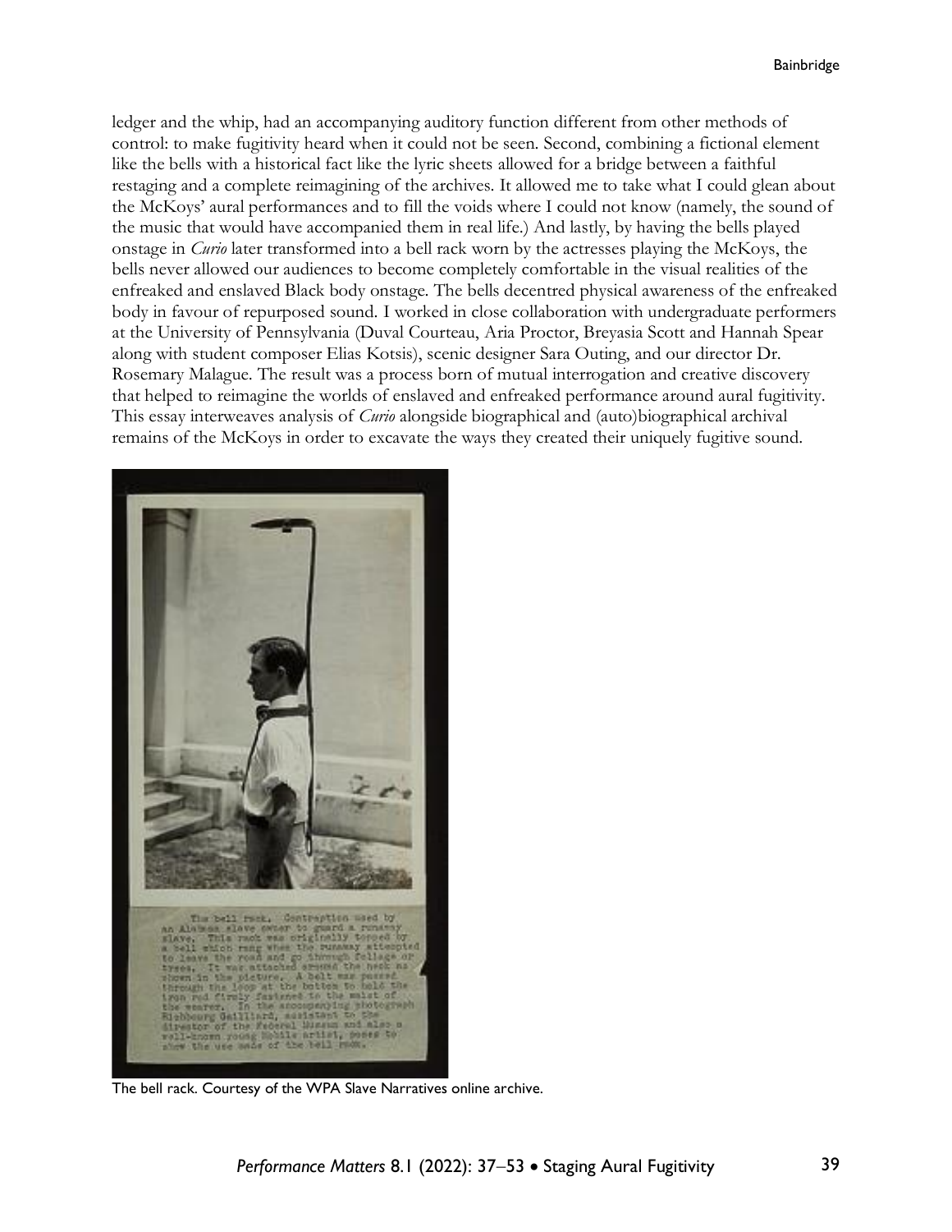ledger and the whip, had an accompanying auditory function different from other methods of control: to make fugitivity heard when it could not be seen. Second, combining a fictional element like the bells with a historical fact like the lyric sheets allowed for a bridge between a faithful restaging and a complete reimagining of the archives. It allowed me to take what I could glean about the McKoys' aural performances and to fill the voids where I could not know (namely, the sound of the music that would have accompanied them in real life.) And lastly, by having the bells played onstage in *Curio* later transformed into a bell rack worn by the actresses playing the McKoys, the bells never allowed our audiences to become completely comfortable in the visual realities of the enfreaked and enslaved Black body onstage. The bells decentred physical awareness of the enfreaked body in favour of repurposed sound. I worked in close collaboration with undergraduate performers at the University of Pennsylvania (Duval Courteau, Aria Proctor, Breyasia Scott and Hannah Spear along with student composer Elias Kotsis), scenic designer Sara Outing, and our director Dr. Rosemary Malague. The result was a process born of mutual interrogation and creative discovery that helped to reimagine the worlds of enslaved and enfreaked performance around aural fugitivity. This essay interweaves analysis of *Curio* alongside biographical and (auto)biographical archival remains of the McKoys in order to excavate the ways they created their uniquely fugitive sound.

The bell rack. Contraption used by an Alabama slave owner to guard a runaway slave. This rack was originally topped by a bell which rang when the runaway attempted to leave the road and go through foliage or trees. It was attached around the neck as shown in the picture. A belt was passed through the loop at the bottom to hold the iron rod firmly fastened to the waist of the wearer. In the accompanying photograph Richbourg Gaillard, assistant to the director of the Federal Museum and also a well-known young Mobile artist, poses to show the use made of the bell rack.

The bell rack. Courtesy of the WPA Slave Narratives online archive.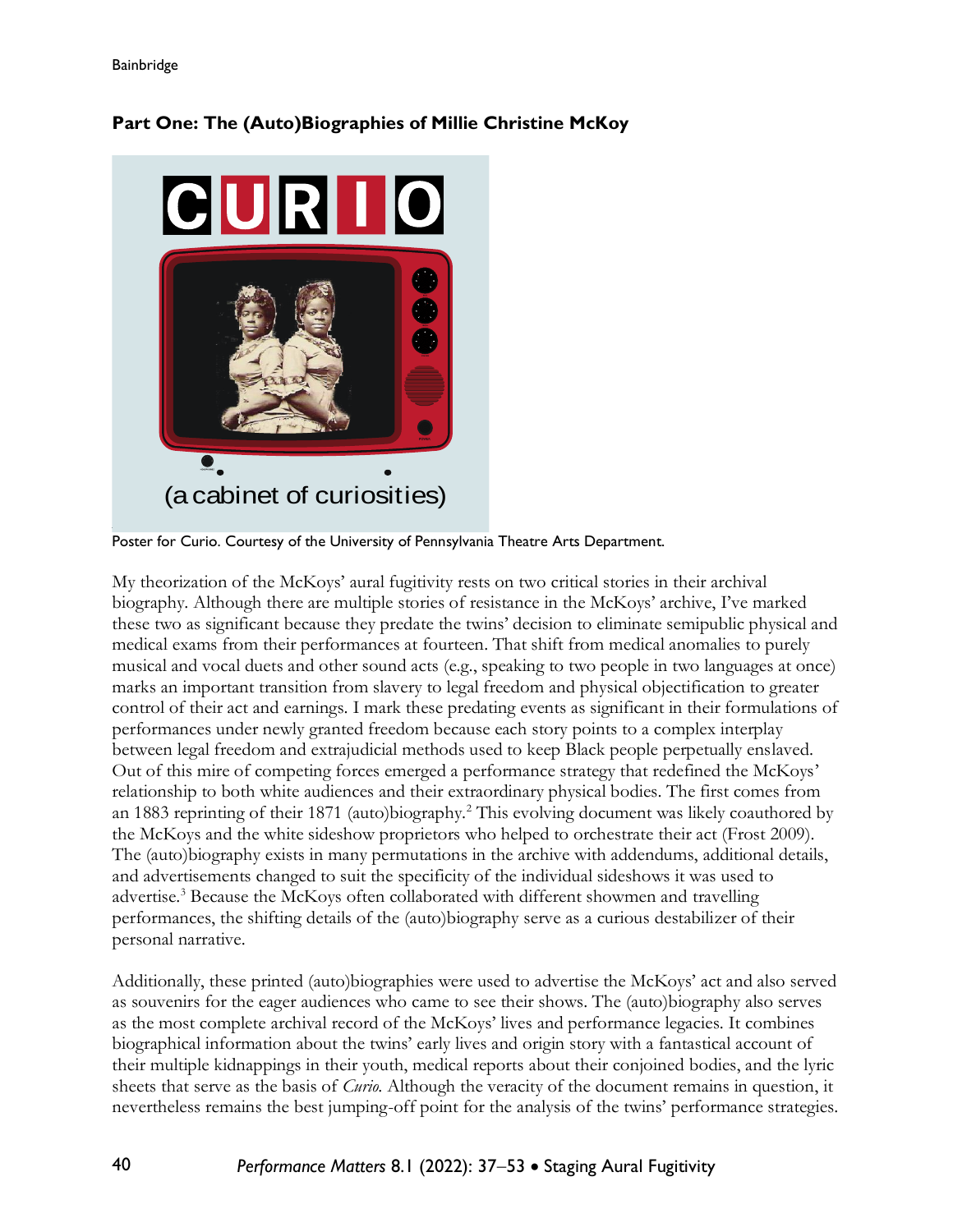## Part One: The (Auto)Biographies of Millie Christine McKoy

Poster for Curio. Courtesy of the University of Pennsylvania Theatre Arts Department.

My theorization of the McKoys' aural fugitivity rests on two critical stories in their archival biography. Although there are multiple stories of resistance in the McKoys' archive, I've marked these two as significant because they predate the twins' decision to eliminate semipublic physical and medical exams from their performances at fourteen. That shift from medical anomalies to purely musical and vocal duets and other sound acts (e.g., speaking to two people in two languages at once) marks an important transition from slavery to legal freedom and physical objectification to greater control of their act and earnings. I mark these predating events as significant in their formulations of performances under newly granted freedom because each story points to a complex interplay between legal freedom and extrajudicial methods used to keep Black people perpetually enslaved. Out of this mire of competing forces emerged a performance strategy that redefined the McKoys' relationship to both white audiences and their extraordinary physical bodies. The first comes from an 1883 reprinting of their 1871 (auto)biography.[2] This evolving document was likely coauthored by the McKoys and the white sideshow proprietors who helped to orchestrate their act (Frost 2009). The (auto)biography exists in many permutations in the archive with addendums, additional details, and advertisements changed to suit the specificity of the individual sideshows it was used to advertise.[3] Because the McKoys often collaborated with different showmen and travelling performances, the shifting details of the (auto)biography serve as a curious destabilizer of their personal narrative.

Additionally, these printed (auto)biographies were used to advertise the McKoys' act and also served as souvenirs for the eager audiences who came to see their shows. The (auto)biography also serves as the most complete archival record of the McKoys' lives and performance legacies. It combines biographical information about the twins' early lives and origin story with a fantastical account of their multiple kidnappings in their youth, medical reports about their conjoined bodies, and the lyric sheets that serve as the basis of *Curio*. Although the veracity of the document remains in question, it nevertheless remains the best jumping-off point for the analysis of the twins' performance strategies.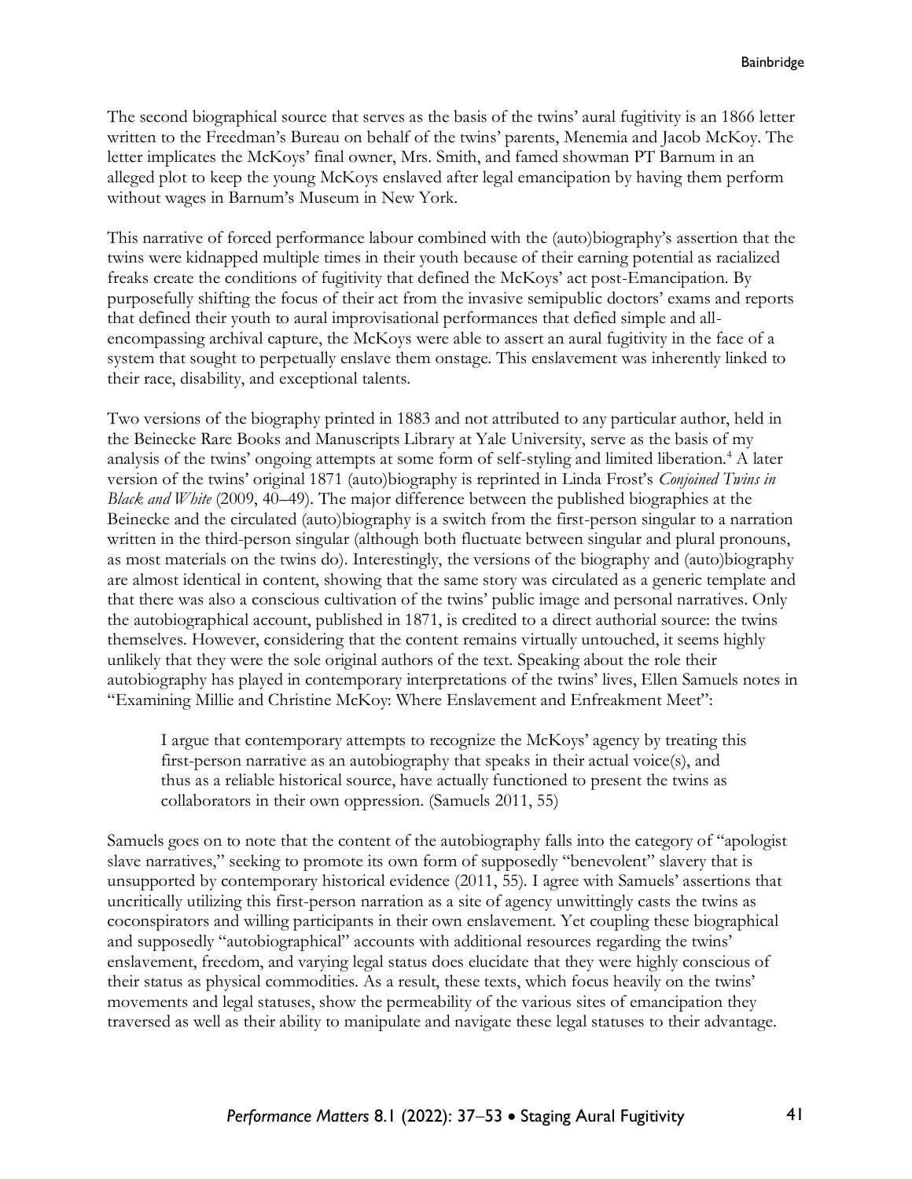The second biographical source that serves as the basis of the twins' aural fugitivity is an 1866 letter written to the Freedman's Bureau on behalf of the twins' parents, Menemia and Jacob McKoy. The letter implicates the McKoys' final owner, Mrs. Smith, and famed showman PT Barnum in an alleged plot to keep the young McKoys enslaved after legal emancipation by having them perform without wages in Barnum's Museum in New York.

This narrative of forced performance labour combined with the (auto)biography's assertion that the twins were kidnapped multiple times in their youth because of their earning potential as racialized freaks create the conditions of fugitivity that defined the McKoys' act post-Emancipation. By purposefully shifting the focus of their act from the invasive semipublic doctors' exams and reports that defined their youth to aural improvisational performances that defied simple and all-encompassing archival capture, the McKoys were able to assert an aural fugitivity in the face of a system that sought to perpetually enslave them onstage. This enslavement was inherently linked to their race, disability, and exceptional talents.

Two versions of the biography printed in 1883 and not attributed to any particular author, held in the Beinecke Rare Books and Manuscripts Library at Yale University, serve as the basis of my analysis of the twins' ongoing attempts at some form of self-styling and limited liberation.[4] A later version of the twins' original 1871 (auto)biography is reprinted in Linda Frost's *Conjoined Twins in Black and White* (2009, 40–49). The major difference between the published biographies at the Beinecke and the circulated (auto)biography is a switch from the first-person singular to a narration written in the third-person singular (although both fluctuate between singular and plural pronouns, as most materials on the twins do). Interestingly, the versions of the biography and (auto)biography are almost identical in content, showing that the same story was circulated as a generic template and that there was also a conscious cultivation of the twins' public image and personal narratives. Only the autobiographical account, published in 1871, is credited to a direct authorial source: the twins themselves. However, considering that the content remains virtually untouched, it seems highly unlikely that they were the sole original authors of the text. Speaking about the role their autobiography has played in contemporary interpretations of the twins' lives, Ellen Samuels notes in "Examining Millie and Christine McKoy: Where Enslavement and Enfreakment Meet":

> I argue that contemporary attempts to recognize the McKoys' agency by treating this first-person narrative as an autobiography that speaks in their actual voice(s), and thus as a reliable historical source, have actually functioned to present the twins as collaborators in their own oppression. (Samuels 2011, 55)

Samuels goes on to note that the content of the autobiography falls into the category of "apologist slave narratives," seeking to promote its own form of supposedly "benevolent" slavery that is unsupported by contemporary historical evidence (2011, 55). I agree with Samuels' assertions that uncritically utilizing this first-person narration as a site of agency unwittingly casts the twins as coconspirators and willing participants in their own enslavement. Yet coupling these biographical and supposedly "autobiographical" accounts with additional resources regarding the twins' enslavement, freedom, and varying legal status does elucidate that they were highly conscious of their status as physical commodities. As a result, these texts, which focus heavily on the twins' movements and legal statuses, show the permeability of the various sites of emancipation they traversed as well as their ability to manipulate and navigate these legal statuses to their advantage.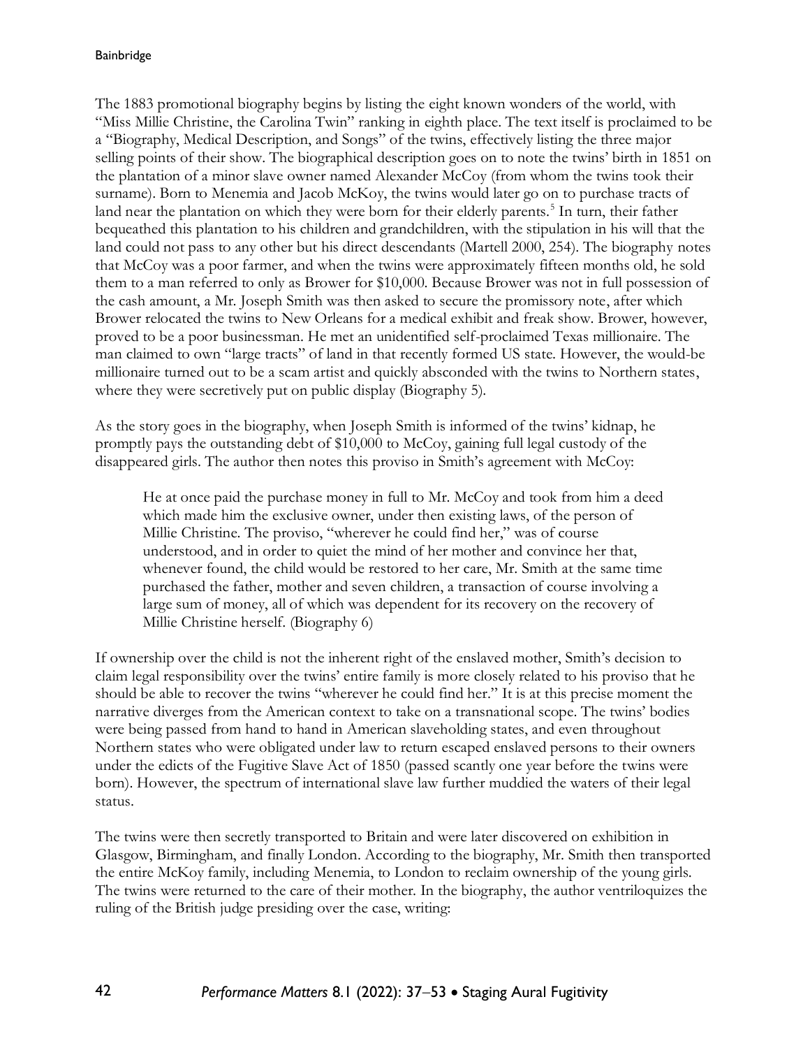The 1883 promotional biography begins by listing the eight known wonders of the world, with "Miss Millie Christine, the Carolina Twin" ranking in eighth place. The text itself is proclaimed to be a "Biography, Medical Description, and Songs" of the twins, effectively listing the three major selling points of their show. The biographical description goes on to note the twins' birth in 1851 on the plantation of a minor slave owner named Alexander McCoy (from whom the twins took their surname). Born to Menemia and Jacob McKoy, the twins would later go on to purchase tracts of land near the plantation on which they were born for their elderly parents.[5] In turn, their father bequeathed this plantation to his children and grandchildren, with the stipulation in his will that the land could not pass to any other but his direct descendants (Martell 2000, 254). The biography notes that McCoy was a poor farmer, and when the twins were approximately fifteen months old, he sold them to a man referred to only as Brower for $10,000. Because Brower was not in full possession of the cash amount, a Mr. Joseph Smith was then asked to secure the promissory note, after which Brower relocated the twins to New Orleans for a medical exhibit and freak show. Brower, however, proved to be a poor businessman. He met an unidentified self-proclaimed Texas millionaire. The man claimed to own "large tracts" of land in that recently formed US state. However, the would-be millionaire turned out to be a scam artist and quickly absconded with the twins to Northern states, where they were secretively put on public display (Biography 5).

As the story goes in the biography, when Joseph Smith is informed of the twins' kidnap, he promptly pays the outstanding debt of $10,000 to McCoy, gaining full legal custody of the disappeared girls. The author then notes this proviso in Smith's agreement with McCoy:

> He at once paid the purchase money in full to Mr. McCoy and took from him a deed which made him the exclusive owner, under then existing laws, of the person of Millie Christine. The proviso, "wherever he could find her," was of course understood, and in order to quiet the mind of her mother and convince her that, whenever found, the child would be restored to her care, Mr. Smith at the same time purchased the father, mother and seven children, a transaction of course involving a large sum of money, all of which was dependent for its recovery on the recovery of Millie Christine herself. (Biography 6)

If ownership over the child is not the inherent right of the enslaved mother, Smith's decision to claim legal responsibility over the twins' entire family is more closely related to his proviso that he should be able to recover the twins "wherever he could find her." It is at this precise moment the narrative diverges from the American context to take on a transnational scope. The twins' bodies were being passed from hand to hand in American slaveholding states, and even throughout Northern states who were obligated under law to return escaped enslaved persons to their owners under the edicts of the Fugitive Slave Act of 1850 (passed scantly one year before the twins were born). However, the spectrum of international slave law further muddied the waters of their legal status.

The twins were then secretly transported to Britain and were later discovered on exhibition in Glasgow, Birmingham, and finally London. According to the biography, Mr. Smith then transported the entire McKoy family, including Menemia, to London to reclaim ownership of the young girls. The twins were returned to the care of their mother. In the biography, the author ventriloquizes the ruling of the British judge presiding over the case, writing: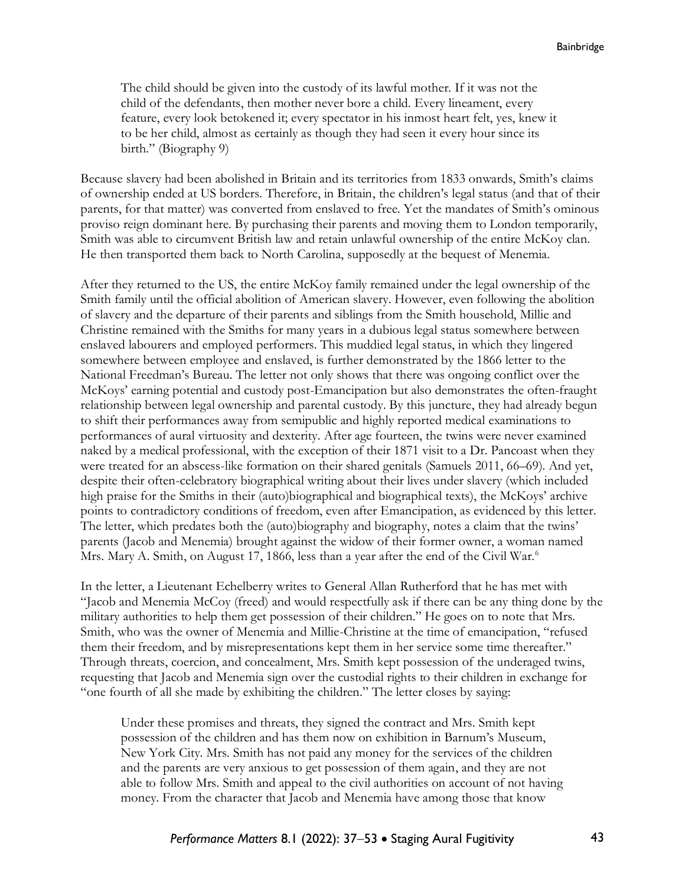> The child should be given into the custody of its lawful mother. If it was not the child of the defendants, then mother never bore a child. Every lineament, every feature, every look betokened it; every spectator in his inmost heart felt, yes, knew it to be her child, almost as certainly as though they had seen it every hour since its birth." (Biography 9)

Because slavery had been abolished in Britain and its territories from 1833 onwards, Smith's claims of ownership ended at US borders. Therefore, in Britain, the children's legal status (and that of their parents, for that matter) was converted from enslaved to free. Yet the mandates of Smith's ominous proviso reign dominant here. By purchasing their parents and moving them to London temporarily, Smith was able to circumvent British law and retain unlawful ownership of the entire McKoy clan. He then transported them back to North Carolina, supposedly at the bequest of Menemia.

After they returned to the US, the entire McKoy family remained under the legal ownership of the Smith family until the official abolition of American slavery. However, even following the abolition of slavery and the departure of their parents and siblings from the Smith household, Millie and Christine remained with the Smiths for many years in a dubious legal status somewhere between enslaved labourers and employed performers. This muddied legal status, in which they lingered somewhere between employee and enslaved, is further demonstrated by the 1866 letter to the National Freedman's Bureau. The letter not only shows that there was ongoing conflict over the McKoys' earning potential and custody post-Emancipation but also demonstrates the often-fraught relationship between legal ownership and parental custody. By this juncture, they had already begun to shift their performances away from semipublic and highly reported medical examinations to performances of aural virtuosity and dexterity. After age fourteen, the twins were never examined naked by a medical professional, with the exception of their 1871 visit to a Dr. Pancoast when they were treated for an abscess-like formation on their shared genitals (Samuels 2011, 66–69). And yet, despite their often-celebratory biographical writing about their lives under slavery (which included high praise for the Smiths in their (auto)biographical and biographical texts), the McKoys' archive points to contradictory conditions of freedom, even after Emancipation, as evidenced by this letter. The letter, which predates both the (auto)biography and biography, notes a claim that the twins' parents (Jacob and Menemia) brought against the widow of their former owner, a woman named Mrs. Mary A. Smith, on August 17, 1866, less than a year after the end of the Civil War.[6]

In the letter, a Lieutenant Echelberry writes to General Allan Rutherford that he has met with "Jacob and Menemia McCoy (freed) and would respectfully ask if there can be any thing done by the military authorities to help them get possession of their children." He goes on to note that Mrs. Smith, who was the owner of Menemia and Millie-Christine at the time of emancipation, "refused them their freedom, and by misrepresentations kept them in her service some time thereafter." Through threats, coercion, and concealment, Mrs. Smith kept possession of the underaged twins, requesting that Jacob and Menemia sign over the custodial rights to their children in exchange for "one fourth of all she made by exhibiting the children." The letter closes by saying:

> Under these promises and threats, they signed the contract and Mrs. Smith kept possession of the children and has them now on exhibition in Barnum's Museum, New York City. Mrs. Smith has not paid any money for the services of the children and the parents are very anxious to get possession of them again, and they are not able to follow Mrs. Smith and appeal to the civil authorities on account of not having money. From the character that Jacob and Menemia have among those that know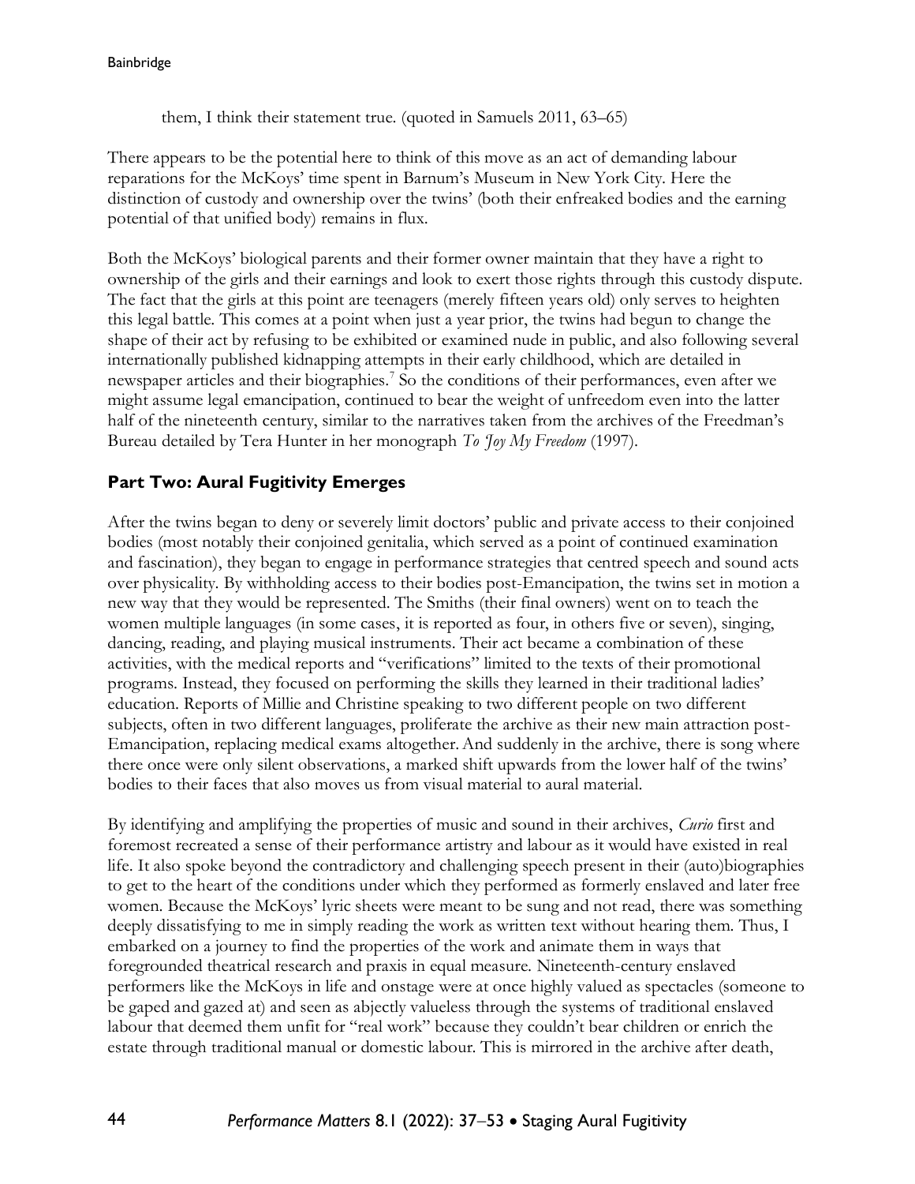them, I think their statement true. (quoted in Samuels 2011, 63–65)

There appears to be the potential here to think of this move as an act of demanding labour reparations for the McKoys' time spent in Barnum's Museum in New York City. Here the distinction of custody and ownership over the twins' (both their enfreaked bodies and the earning potential of that unified body) remains in flux.

Both the McKoys' biological parents and their former owner maintain that they have a right to ownership of the girls and their earnings and look to exert those rights through this custody dispute. The fact that the girls at this point are teenagers (merely fifteen years old) only serves to heighten this legal battle. This comes at a point when just a year prior, the twins had begun to change the shape of their act by refusing to be exhibited or examined nude in public, and also following several internationally published kidnapping attempts in their early childhood, which are detailed in newspaper articles and their biographies.[7] So the conditions of their performances, even after we might assume legal emancipation, continued to bear the weight of unfreedom even into the latter half of the nineteenth century, similar to the narratives taken from the archives of the Freedman's Bureau detailed by Tera Hunter in her monograph *To 'Joy My Freedom* (1997).

## Part Two: Aural Fugitivity Emerges

After the twins began to deny or severely limit doctors' public and private access to their conjoined bodies (most notably their conjoined genitalia, which served as a point of continued examination and fascination), they began to engage in performance strategies that centred speech and sound acts over physicality. By withholding access to their bodies post-Emancipation, the twins set in motion a new way that they would be represented. The Smiths (their final owners) went on to teach the women multiple languages (in some cases, it is reported as four, in others five or seven), singing, dancing, reading, and playing musical instruments. Their act became a combination of these activities, with the medical reports and "verifications" limited to the texts of their promotional programs. Instead, they focused on performing the skills they learned in their traditional ladies' education. Reports of Millie and Christine speaking to two different people on two different subjects, often in two different languages, proliferate the archive as their new main attraction post-Emancipation, replacing medical exams altogether. And suddenly in the archive, there is song where there once were only silent observations, a marked shift upwards from the lower half of the twins' bodies to their faces that also moves us from visual material to aural material.

By identifying and amplifying the properties of music and sound in their archives, *Curio* first and foremost recreated a sense of their performance artistry and labour as it would have existed in real life. It also spoke beyond the contradictory and challenging speech present in their (auto)biographies to get to the heart of the conditions under which they performed as formerly enslaved and later free women. Because the McKoys' lyric sheets were meant to be sung and not read, there was something deeply dissatisfying to me in simply reading the work as written text without hearing them. Thus, I embarked on a journey to find the properties of the work and animate them in ways that foregrounded theatrical research and praxis in equal measure. Nineteenth-century enslaved performers like the McKoys in life and onstage were at once highly valued as spectacles (someone to be gaped and gazed at) and seen as abjectly valueless through the systems of traditional enslaved labour that deemed them unfit for "real work" because they couldn't bear children or enrich the estate through traditional manual or domestic labour. This is mirrored in the archive after death,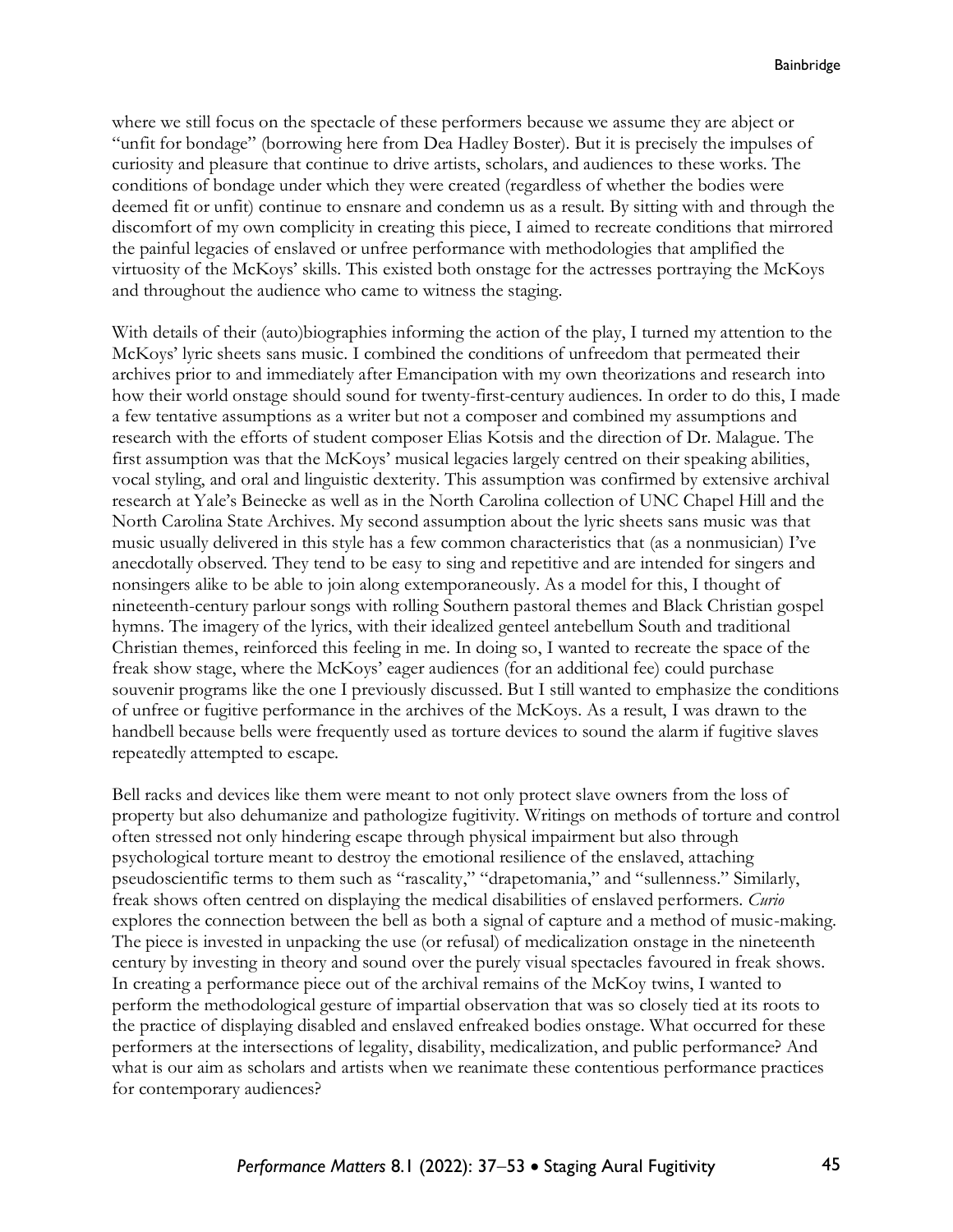where we still focus on the spectacle of these performers because we assume they are abject or "unfit for bondage" (borrowing here from Dea Hadley Boster). But it is precisely the impulses of curiosity and pleasure that continue to drive artists, scholars, and audiences to these works. The conditions of bondage under which they were created (regardless of whether the bodies were deemed fit or unfit) continue to ensnare and condemn us as a result. By sitting with and through the discomfort of my own complicity in creating this piece, I aimed to recreate conditions that mirrored the painful legacies of enslaved or unfree performance with methodologies that amplified the virtuosity of the McKoys' skills. This existed both onstage for the actresses portraying the McKoys and throughout the audience who came to witness the staging.

With details of their (auto)biographies informing the action of the play, I turned my attention to the McKoys' lyric sheets sans music. I combined the conditions of unfreedom that permeated their archives prior to and immediately after Emancipation with my own theorizations and research into how their world onstage should sound for twenty-first-century audiences. In order to do this, I made a few tentative assumptions as a writer but not a composer and combined my assumptions and research with the efforts of student composer Elias Kotsis and the direction of Dr. Malague. The first assumption was that the McKoys' musical legacies largely centred on their speaking abilities, vocal styling, and oral and linguistic dexterity. This assumption was confirmed by extensive archival research at Yale's Beinecke as well as in the North Carolina collection of UNC Chapel Hill and the North Carolina State Archives. My second assumption about the lyric sheets sans music was that music usually delivered in this style has a few common characteristics that (as a nonmusician) I've anecdotally observed. They tend to be easy to sing and repetitive and are intended for singers and nonsingers alike to be able to join along extemporaneously. As a model for this, I thought of nineteenth-century parlour songs with rolling Southern pastoral themes and Black Christian gospel hymns. The imagery of the lyrics, with their idealized genteel antebellum South and traditional Christian themes, reinforced this feeling in me. In doing so, I wanted to recreate the space of the freak show stage, where the McKoys' eager audiences (for an additional fee) could purchase souvenir programs like the one I previously discussed. But I still wanted to emphasize the conditions of unfree or fugitive performance in the archives of the McKoys. As a result, I was drawn to the handbell because bells were frequently used as torture devices to sound the alarm if fugitive slaves repeatedly attempted to escape.

Bell racks and devices like them were meant to not only protect slave owners from the loss of property but also dehumanize and pathologize fugitivity. Writings on methods of torture and control often stressed not only hindering escape through physical impairment but also through psychological torture meant to destroy the emotional resilience of the enslaved, attaching pseudoscientific terms to them such as "rascality," "drapetomania," and "sullenness." Similarly, freak shows often centred on displaying the medical disabilities of enslaved performers. *Curio* explores the connection between the bell as both a signal of capture and a method of music-making. The piece is invested in unpacking the use (or refusal) of medicalization onstage in the nineteenth century by investing in theory and sound over the purely visual spectacles favoured in freak shows. In creating a performance piece out of the archival remains of the McKoy twins, I wanted to perform the methodological gesture of impartial observation that was so closely tied at its roots to the practice of displaying disabled and enslaved enfreaked bodies onstage. What occurred for these performers at the intersections of legality, disability, medicalization, and public performance? And what is our aim as scholars and artists when we reanimate these contentious performance practices for contemporary audiences?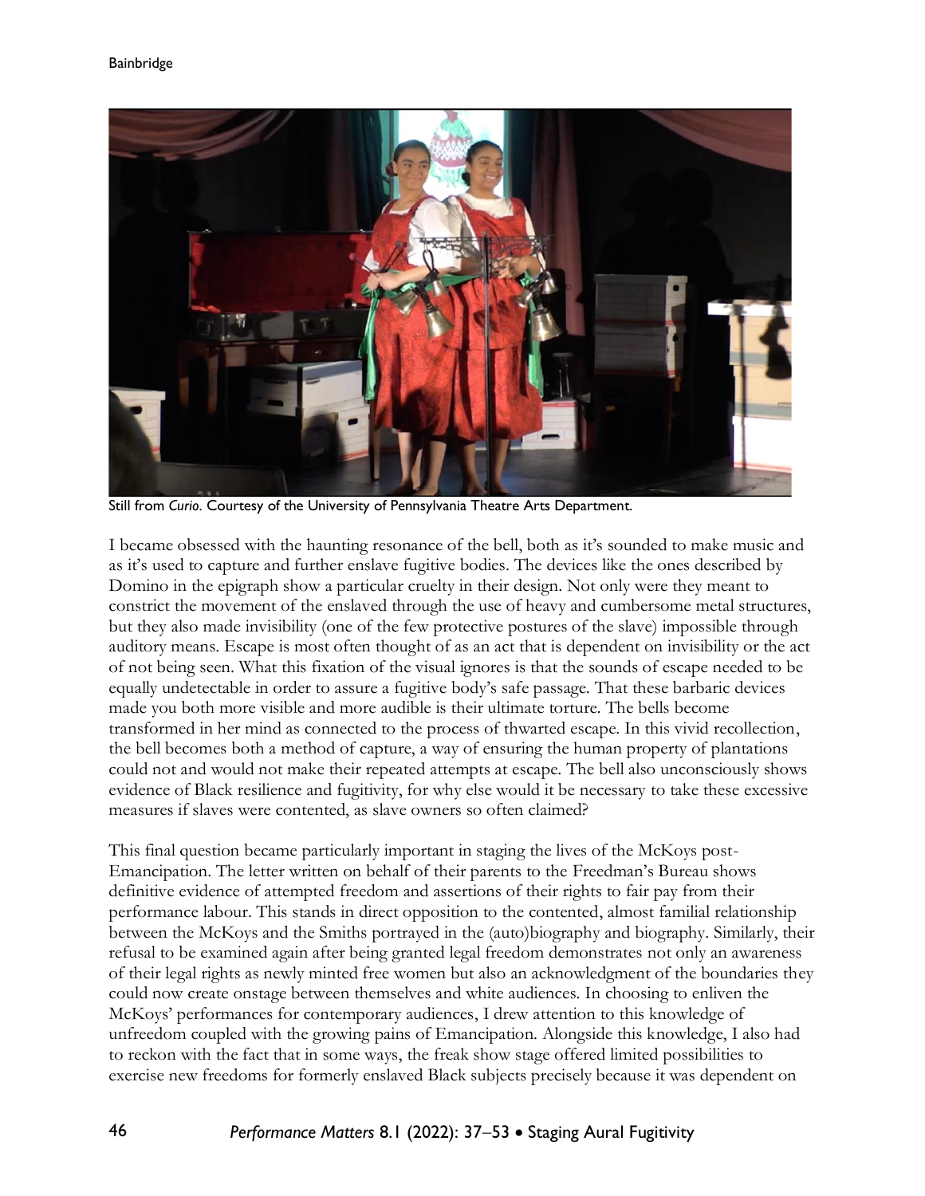Still from *Curio*. Courtesy of the University of Pennsylvania Theatre Arts Department.

I became obsessed with the haunting resonance of the bell, both as it's sounded to make music and as it's used to capture and further enslave fugitive bodies. The devices like the ones described by Domino in the epigraph show a particular cruelty in their design. Not only were they meant to constrict the movement of the enslaved through the use of heavy and cumbersome metal structures, but they also made invisibility (one of the few protective postures of the slave) impossible through auditory means. Escape is most often thought of as an act that is dependent on invisibility or the act of not being seen. What this fixation of the visual ignores is that the sounds of escape needed to be equally undetectable in order to assure a fugitive body's safe passage. That these barbaric devices made you both more visible and more audible is their ultimate torture. The bells become transformed in her mind as connected to the process of thwarted escape. In this vivid recollection, the bell becomes both a method of capture, a way of ensuring the human property of plantations could not and would not make their repeated attempts at escape. The bell also unconsciously shows evidence of Black resilience and fugitivity, for why else would it be necessary to take these excessive measures if slaves were contented, as slave owners so often claimed?

This final question became particularly important in staging the lives of the McKoys post-Emancipation. The letter written on behalf of their parents to the Freedman's Bureau shows definitive evidence of attempted freedom and assertions of their rights to fair pay from their performance labour. This stands in direct opposition to the contented, almost familial relationship between the McKoys and the Smiths portrayed in the (auto)biography and biography. Similarly, their refusal to be examined again after being granted legal freedom demonstrates not only an awareness of their legal rights as newly minted free women but also an acknowledgment of the boundaries they could now create onstage between themselves and white audiences. In choosing to enliven the McKoys' performances for contemporary audiences, I drew attention to this knowledge of unfreedom coupled with the growing pains of Emancipation. Alongside this knowledge, I also had to reckon with the fact that in some ways, the freak show stage offered limited possibilities to exercise new freedoms for formerly enslaved Black subjects precisely because it was dependent on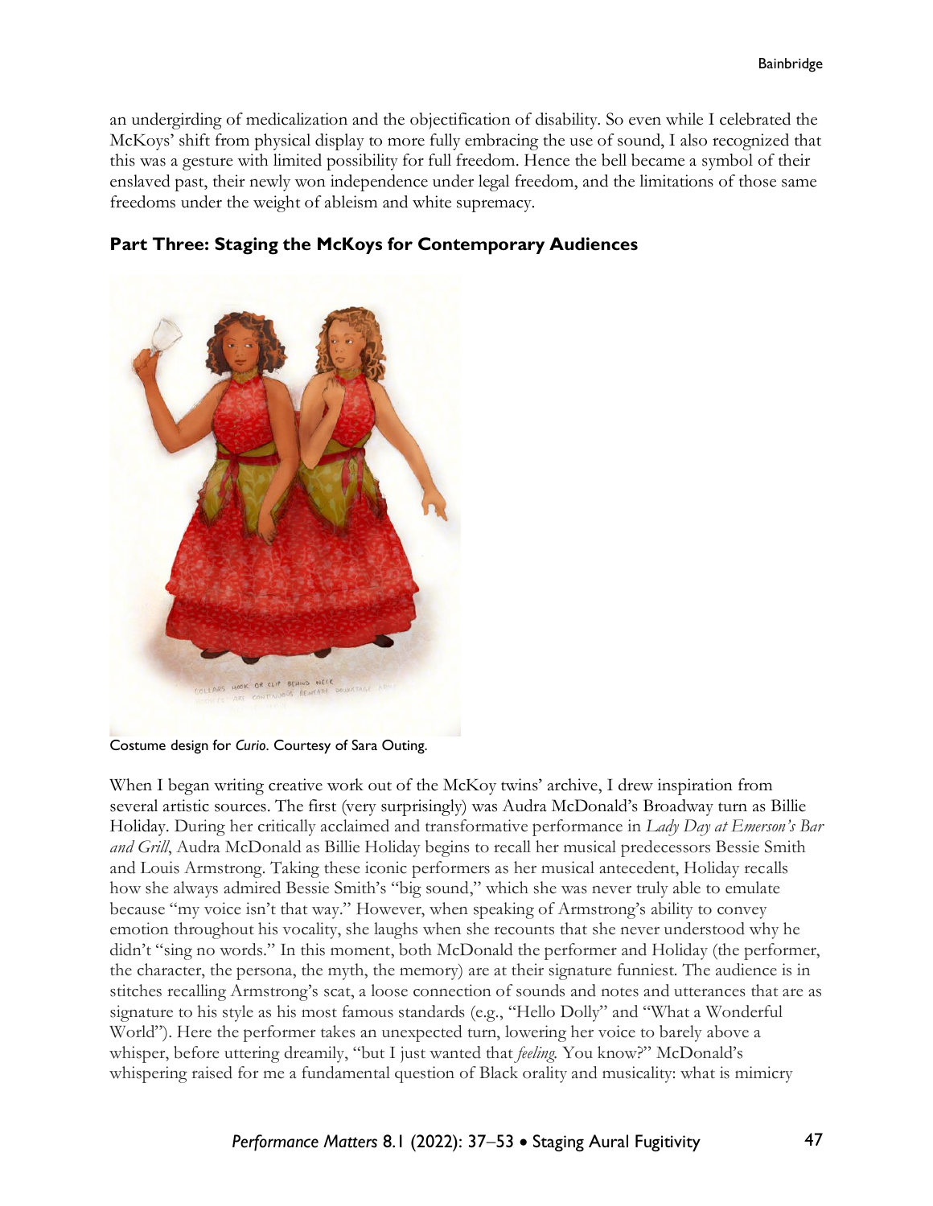an undergirding of medicalization and the objectification of disability. So even while I celebrated the McKoys' shift from physical display to more fully embracing the use of sound, I also recognized that this was a gesture with limited possibility for full freedom. Hence the bell became a symbol of their enslaved past, their newly won independence under legal freedom, and the limitations of those same freedoms under the weight of ableism and white supremacy.

### Part Three: Staging the McKoys for Contemporary Audiences

Costume design for *Curio*. Courtesy of Sara Outing.

When I began writing creative work out of the McKoy twins' archive, I drew inspiration from several artistic sources. The first (very surprisingly) was Audra McDonald's Broadway turn as Billie Holiday. During her critically acclaimed and transformative performance in *Lady Day at Emerson's Bar and Grill*, Audra McDonald as Billie Holiday begins to recall her musical predecessors Bessie Smith and Louis Armstrong. Taking these iconic performers as her musical antecedent, Holiday recalls how she always admired Bessie Smith's "big sound," which she was never truly able to emulate because "my voice isn't that way." However, when speaking of Armstrong's ability to convey emotion throughout his vocality, she laughs when she recounts that she never understood why he didn't "sing no words." In this moment, both McDonald the performer and Holiday (the performer, the character, the persona, the myth, the memory) are at their signature funniest. The audience is in stitches recalling Armstrong's scat, a loose connection of sounds and notes and utterances that are as signature to his style as his most famous standards (e.g., "Hello Dolly" and "What a Wonderful World"). Here the performer takes an unexpected turn, lowering her voice to barely above a whisper, before uttering dreamily, "but I just wanted that *feeling.* You know?" McDonald's whispering raised for me a fundamental question of Black orality and musicality: what is mimicry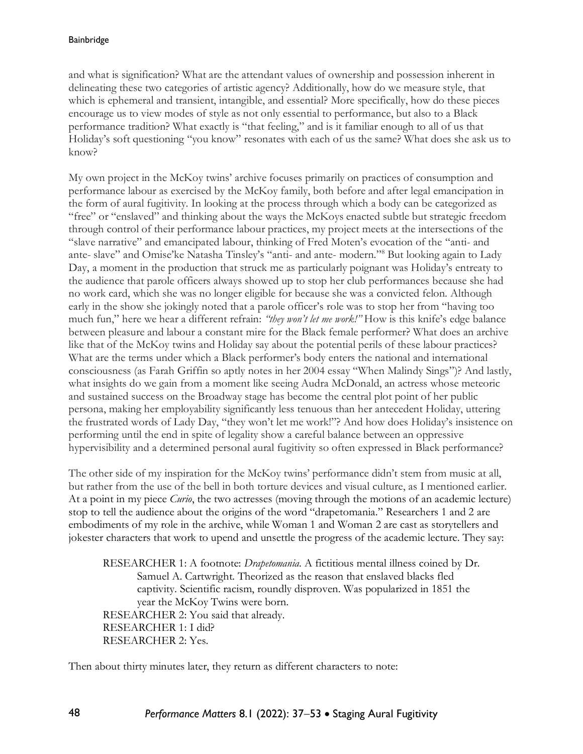and what is signification? What are the attendant values of ownership and possession inherent in delineating these two categories of artistic agency? Additionally, how do we measure style, that which is ephemeral and transient, intangible, and essential? More specifically, how do these pieces encourage us to view modes of style as not only essential to performance, but also to a Black performance tradition? What exactly is "that feeling," and is it familiar enough to all of us that Holiday's soft questioning "you know" resonates with each of us the same? What does she ask us to know?

My own project in the McKoy twins' archive focuses primarily on practices of consumption and performance labour as exercised by the McKoy family, both before and after legal emancipation in the form of aural fugitivity. In looking at the process through which a body can be categorized as "free" or "enslaved" and thinking about the ways the McKoys enacted subtle but strategic freedom through control of their performance labour practices, my project meets at the intersections of the "slave narrative" and emancipated labour, thinking of Fred Moten's evocation of the "anti- and ante- slave" and Omise'ke Natasha Tinsley's "anti- and ante- modern."[8] But looking again to Lady Day, a moment in the production that struck me as particularly poignant was Holiday's entreaty to the audience that parole officers always showed up to stop her club performances because she had no work card, which she was no longer eligible for because she was a convicted felon. Although early in the show she jokingly noted that a parole officer's role was to stop her from "having too much fun," here we hear a different refrain: *"they won't let me work!"* How is this knife's edge balance between pleasure and labour a constant mire for the Black female performer? What does an archive like that of the McKoy twins and Holiday say about the potential perils of these labour practices? What are the terms under which a Black performer's body enters the national and international consciousness (as Farah Griffin so aptly notes in her 2004 essay "When Malindy Sings")? And lastly, what insights do we gain from a moment like seeing Audra McDonald, an actress whose meteoric and sustained success on the Broadway stage has become the central plot point of her public persona, making her employability significantly less tenuous than her antecedent Holiday, uttering the frustrated words of Lady Day, "they won't let me work!"? And how does Holiday's insistence on performing until the end in spite of legality show a careful balance between an oppressive hypervisibility and a determined personal aural fugitivity so often expressed in Black performance?

The other side of my inspiration for the McKoy twins' performance didn't stem from music at all, but rather from the use of the bell in both torture devices and visual culture, as I mentioned earlier. At a point in my piece *Curio*, the two actresses (moving through the motions of an academic lecture) stop to tell the audience about the origins of the word "drapetomania." Researchers 1 and 2 are embodiments of my role in the archive, while Woman 1 and Woman 2 are cast as storytellers and jokester characters that work to upend and unsettle the progress of the academic lecture. They say:

> RESEARCHER 1: A footnote: *Drapetomania*. A fictitious mental illness coined by Dr. Samuel A. Cartwright. Theorized as the reason that enslaved blacks fled captivity. Scientific racism, roundly disproven. Was popularized in 1851 the year the McKoy Twins were born.
> RESEARCHER 2: You said that already.
> RESEARCHER 1: I did?
> RESEARCHER 2: Yes.

Then about thirty minutes later, they return as different characters to note: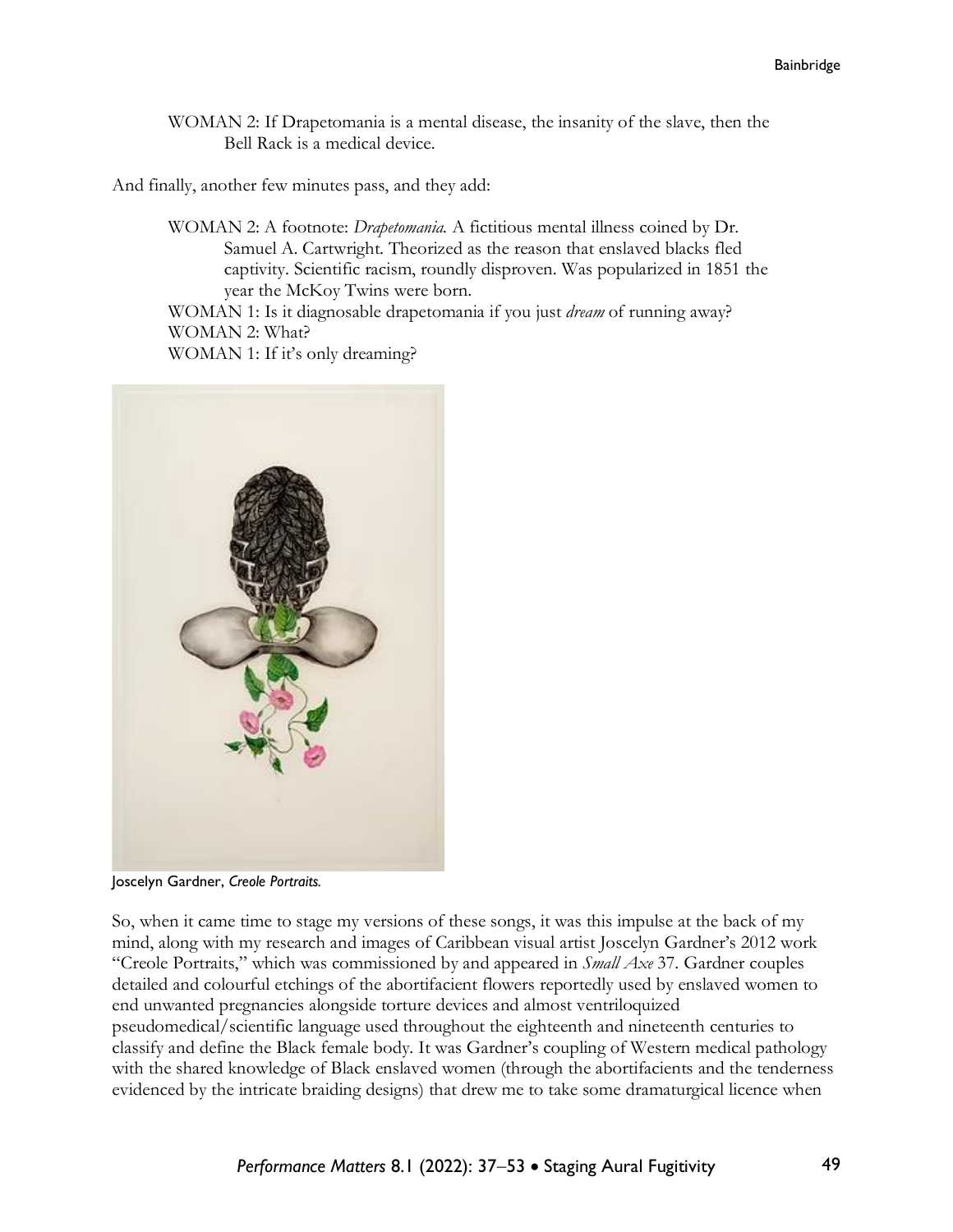WOMAN 2: If Drapetomania is a mental disease, the insanity of the slave, then the Bell Rack is a medical device.

And finally, another few minutes pass, and they add:

WOMAN 2: A footnote: *Drapetomania.* A fictitious mental illness coined by Dr. Samuel A. Cartwright. Theorized as the reason that enslaved blacks fled captivity. Scientific racism, roundly disproven. Was popularized in 1851 the year the McKoy Twins were born.
WOMAN 1: Is it diagnosable drapetomania if you just *dream* of running away?
WOMAN 2: What?
WOMAN 1: If it's only dreaming?

Joscelyn Gardner, *Creole Portraits.*

So, when it came time to stage my versions of these songs, it was this impulse at the back of my mind, along with my research and images of Caribbean visual artist Joscelyn Gardner's 2012 work "Creole Portraits," which was commissioned by and appeared in *Small Axe* 37. Gardner couples detailed and colourful etchings of the abortifacient flowers reportedly used by enslaved women to end unwanted pregnancies alongside torture devices and almost ventriloquized pseudomedical/scientific language used throughout the eighteenth and nineteenth centuries to classify and define the Black female body. It was Gardner's coupling of Western medical pathology with the shared knowledge of Black enslaved women (through the abortifacients and the tenderness evidenced by the intricate braiding designs) that drew me to take some dramaturgical licence when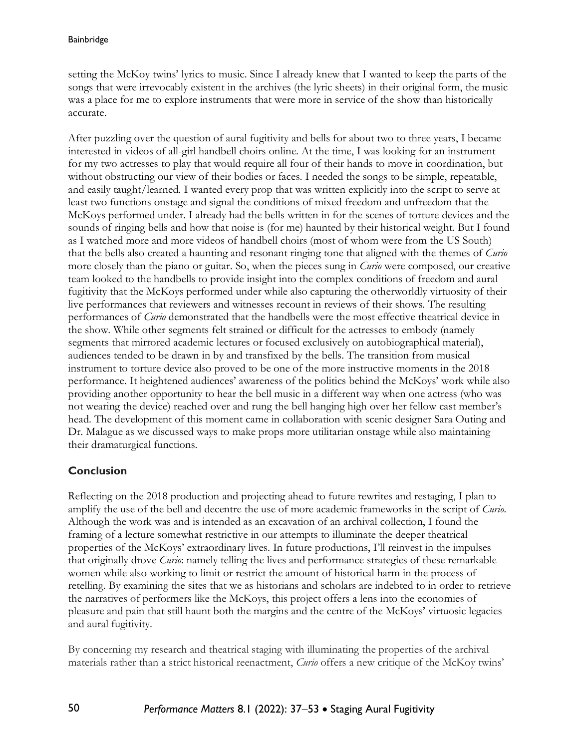setting the McKoy twins' lyrics to music. Since I already knew that I wanted to keep the parts of the songs that were irrevocably existent in the archives (the lyric sheets) in their original form, the music was a place for me to explore instruments that were more in service of the show than historically accurate.

After puzzling over the question of aural fugitivity and bells for about two to three years, I became interested in videos of all-girl handbell choirs online. At the time, I was looking for an instrument for my two actresses to play that would require all four of their hands to move in coordination, but without obstructing our view of their bodies or faces. I needed the songs to be simple, repeatable, and easily taught/learned. I wanted every prop that was written explicitly into the script to serve at least two functions onstage and signal the conditions of mixed freedom and unfreedom that the McKoys performed under. I already had the bells written in for the scenes of torture devices and the sounds of ringing bells and how that noise is (for me) haunted by their historical weight. But I found as I watched more and more videos of handbell choirs (most of whom were from the US South) that the bells also created a haunting and resonant ringing tone that aligned with the themes of *Curio* more closely than the piano or guitar. So, when the pieces sung in *Curio* were composed, our creative team looked to the handbells to provide insight into the complex conditions of freedom and aural fugitivity that the McKoys performed under while also capturing the otherworldly virtuosity of their live performances that reviewers and witnesses recount in reviews of their shows. The resulting performances of *Curio* demonstrated that the handbells were the most effective theatrical device in the show. While other segments felt strained or difficult for the actresses to embody (namely segments that mirrored academic lectures or focused exclusively on autobiographical material), audiences tended to be drawn in by and transfixed by the bells. The transition from musical instrument to torture device also proved to be one of the more instructive moments in the 2018 performance. It heightened audiences' awareness of the politics behind the McKoys' work while also providing another opportunity to hear the bell music in a different way when one actress (who was not wearing the device) reached over and rang the bell hanging high over her fellow cast member's head. The development of this moment came in collaboration with scenic designer Sara Outing and Dr. Malague as we discussed ways to make props more utilitarian onstage while also maintaining their dramaturgical functions.

## Conclusion

Reflecting on the 2018 production and projecting ahead to future rewrites and restaging, I plan to amplify the use of the bell and decentre the use of more academic frameworks in the script of *Curio*. Although the work was and is intended as an excavation of an archival collection, I found the framing of a lecture somewhat restrictive in our attempts to illuminate the deeper theatrical properties of the McKoys' extraordinary lives. In future productions, I'll reinvest in the impulses that originally drove *Curio*: namely telling the lives and performance strategies of these remarkable women while also working to limit or restrict the amount of historical harm in the process of retelling. By examining the sites that we as historians and scholars are indebted to in order to retrieve the narratives of performers like the McKoys, this project offers a lens into the economies of pleasure and pain that still haunt both the margins and the centre of the McKoys' virtuosic legacies and aural fugitivity.

By concerning my research and theatrical staging with illuminating the properties of the archival materials rather than a strict historical reenactment, *Curio* offers a new critique of the McKoy twins'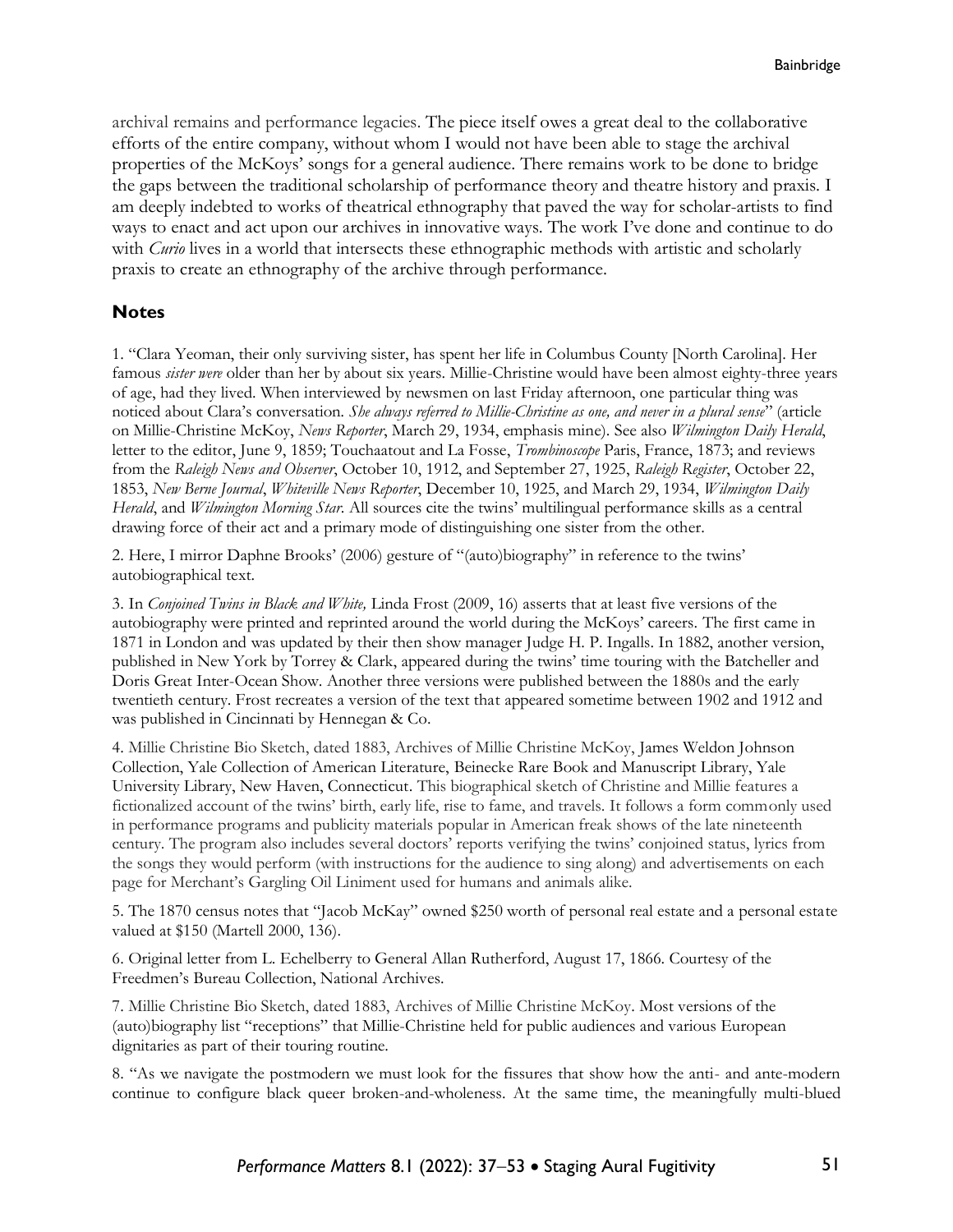archival remains and performance legacies. The piece itself owes a great deal to the collaborative efforts of the entire company, without whom I would not have been able to stage the archival properties of the McKoys' songs for a general audience. There remains work to be done to bridge the gaps between the traditional scholarship of performance theory and theatre history and praxis. I am deeply indebted to works of theatrical ethnography that paved the way for scholar-artists to find ways to enact and act upon our archives in innovative ways. The work I've done and continue to do with *Curio* lives in a world that intersects these ethnographic methods with artistic and scholarly praxis to create an ethnography of the archive through performance.

## Notes

1. "Clara Yeoman, their only surviving sister, has spent her life in Columbus County [North Carolina]. Her famous *sister were* older than her by about six years. Millie-Christine would have been almost eighty-three years of age, had they lived. When interviewed by newsmen on last Friday afternoon, one particular thing was noticed about Clara's conversation. *She always referred to Millie-Christine as one, and never in a plural sense*" (article on Millie-Christine McKoy, *News Reporter*, March 29, 1934, emphasis mine). See also *Wilmington Daily Herald*, letter to the editor, June 9, 1859; Touchaatout and La Fosse, *Trombinoscope* Paris, France, 1873; and reviews from the *Raleigh News and Observer*, October 10, 1912, and September 27, 1925, *Raleigh Register*, October 22, 1853, *New Berne Journal*, *Whiteville News Reporter*, December 10, 1925, and March 29, 1934, *Wilmington Daily Herald*, and *Wilmington Morning Star*. All sources cite the twins' multilingual performance skills as a central drawing force of their act and a primary mode of distinguishing one sister from the other.

2. Here, I mirror Daphne Brooks' (2006) gesture of "(auto)biography" in reference to the twins' autobiographical text.

3. In *Conjoined Twins in Black and White,* Linda Frost (2009, 16) asserts that at least five versions of the autobiography were printed and reprinted around the world during the McKoys' careers. The first came in 1871 in London and was updated by their then show manager Judge H. P. Ingalls. In 1882, another version, published in New York by Torrey & Clark, appeared during the twins' time touring with the Batcheller and Doris Great Inter-Ocean Show. Another three versions were published between the 1880s and the early twentieth century. Frost recreates a version of the text that appeared sometime between 1902 and 1912 and was published in Cincinnati by Hennegan & Co.

4. Millie Christine Bio Sketch, dated 1883, Archives of Millie Christine McKoy, James Weldon Johnson Collection, Yale Collection of American Literature, Beinecke Rare Book and Manuscript Library, Yale University Library, New Haven, Connecticut. This biographical sketch of Christine and Millie features a fictionalized account of the twins' birth, early life, rise to fame, and travels. It follows a form commonly used in performance programs and publicity materials popular in American freak shows of the late nineteenth century. The program also includes several doctors' reports verifying the twins' conjoined status, lyrics from the songs they would perform (with instructions for the audience to sing along) and advertisements on each page for Merchant's Gargling Oil Liniment used for humans and animals alike.

5. The 1870 census notes that "Jacob McKay" owned $250 worth of personal real estate and a personal estate valued at $150 (Martell 2000, 136).

6. Original letter from L. Echelberry to General Allan Rutherford, August 17, 1866. Courtesy of the Freedmen's Bureau Collection, National Archives.

7. Millie Christine Bio Sketch, dated 1883, Archives of Millie Christine McKoy. Most versions of the (auto)biography list "receptions" that Millie-Christine held for public audiences and various European dignitaries as part of their touring routine.

8. "As we navigate the postmodern we must look for the fissures that show how the anti- and ante-modern continue to configure black queer broken-and-wholeness. At the same time, the meaningfully multi-blued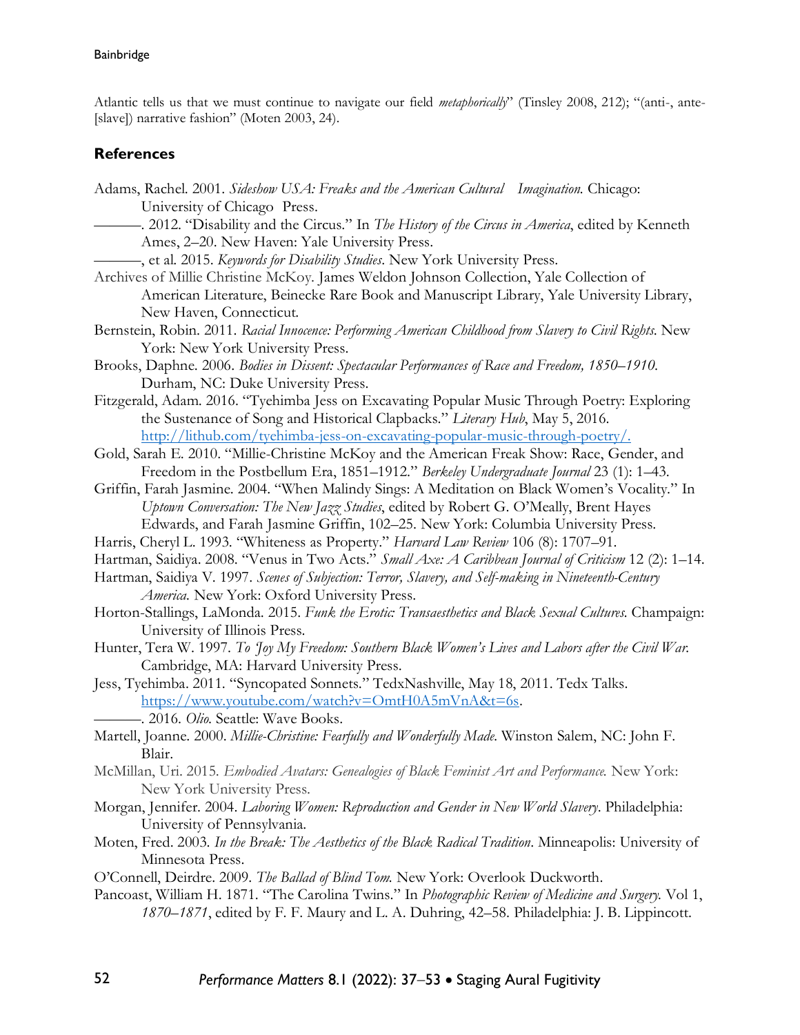Atlantic tells us that we must continue to navigate our field *metaphorically*" (Tinsley 2008, 212); "(anti-, ante-[slave]) narrative fashion" (Moten 2003, 24).

## References

Adams, Rachel. 2001. *Sideshow USA: Freaks and the American Cultural Imagination.* Chicago: University of Chicago Press.

———. 2012. "Disability and the Circus." In *The History of the Circus in America*, edited by Kenneth Ames, 2–20. New Haven: Yale University Press.

———, et al. 2015. *Keywords for Disability Studies*. New York University Press.

Archives of Millie Christine McKoy. James Weldon Johnson Collection, Yale Collection of American Literature, Beinecke Rare Book and Manuscript Library, Yale University Library, New Haven, Connecticut.

Bernstein, Robin. 2011. *Racial Innocence: Performing American Childhood from Slavery to Civil Rights*. New York: New York University Press.

Brooks, Daphne. 2006. *Bodies in Dissent: Spectacular Performances of Race and Freedom, 1850–1910*. Durham, NC: Duke University Press.

Fitzgerald, Adam. 2016. "Tyehimba Jess on Excavating Popular Music Through Poetry: Exploring the Sustenance of Song and Historical Clapbacks." *Literary Hub*, May 5, 2016. http://lithub.com/tyehimba-jess-on-excavating-popular-music-through-poetry/.

Gold, Sarah E. 2010. "Millie-Christine McKoy and the American Freak Show: Race, Gender, and Freedom in the Postbellum Era, 1851–1912." *Berkeley Undergraduate Journal* 23 (1): 1–43.

Griffin, Farah Jasmine. 2004. "When Malindy Sings: A Meditation on Black Women's Vocality." In *Uptown Conversation: The New Jazz Studies*, edited by Robert G. O'Meally, Brent Hayes Edwards, and Farah Jasmine Griffin, 102–25. New York: Columbia University Press.

Harris, Cheryl L. 1993. "Whiteness as Property." *Harvard Law Review* 106 (8): 1707–91.

Hartman, Saidiya. 2008. "Venus in Two Acts." *Small Axe: A Caribbean Journal of Criticism* 12 (2): 1–14.

Hartman, Saidiya V. 1997. *Scenes of Subjection: Terror, Slavery, and Self-making in Nineteenth-Century America*. New York: Oxford University Press.

Horton-Stallings, LaMonda. 2015. *Funk the Erotic: Transaesthetics and Black Sexual Cultures*. Champaign: University of Illinois Press.

Hunter, Tera W. 1997. *To 'Joy My Freedom: Southern Black Women's Lives and Labors after the Civil War*. Cambridge, MA: Harvard University Press.

Jess, Tyehimba. 2011. "Syncopated Sonnets." TedxNashville, May 18, 2011. Tedx Talks. https://www.youtube.com/watch?v=OmtH0A5mVnA&t=6s.

———. 2016. *Olio*. Seattle: Wave Books.

Martell, Joanne. 2000. *Millie-Christine: Fearfully and Wonderfully Made*. Winston Salem, NC: John F. Blair.

McMillan, Uri. 2015. *Embodied Avatars: Genealogies of Black Feminist Art and Performance.* New York: New York University Press.

Morgan, Jennifer. 2004. *Laboring Women: Reproduction and Gender in New World Slavery*. Philadelphia: University of Pennsylvania.

Moten, Fred. 2003. *In the Break: The Aesthetics of the Black Radical Tradition*. Minneapolis: University of Minnesota Press.

O'Connell, Deirdre. 2009. *The Ballad of Blind Tom.* New York: Overlook Duckworth.

Pancoast, William H. 1871. "The Carolina Twins." In *Photographic Review of Medicine and Surgery.* Vol 1, *1870–1871*, edited by F. F. Maury and L. A. Duhring, 42–58. Philadelphia: J. B. Lippincott.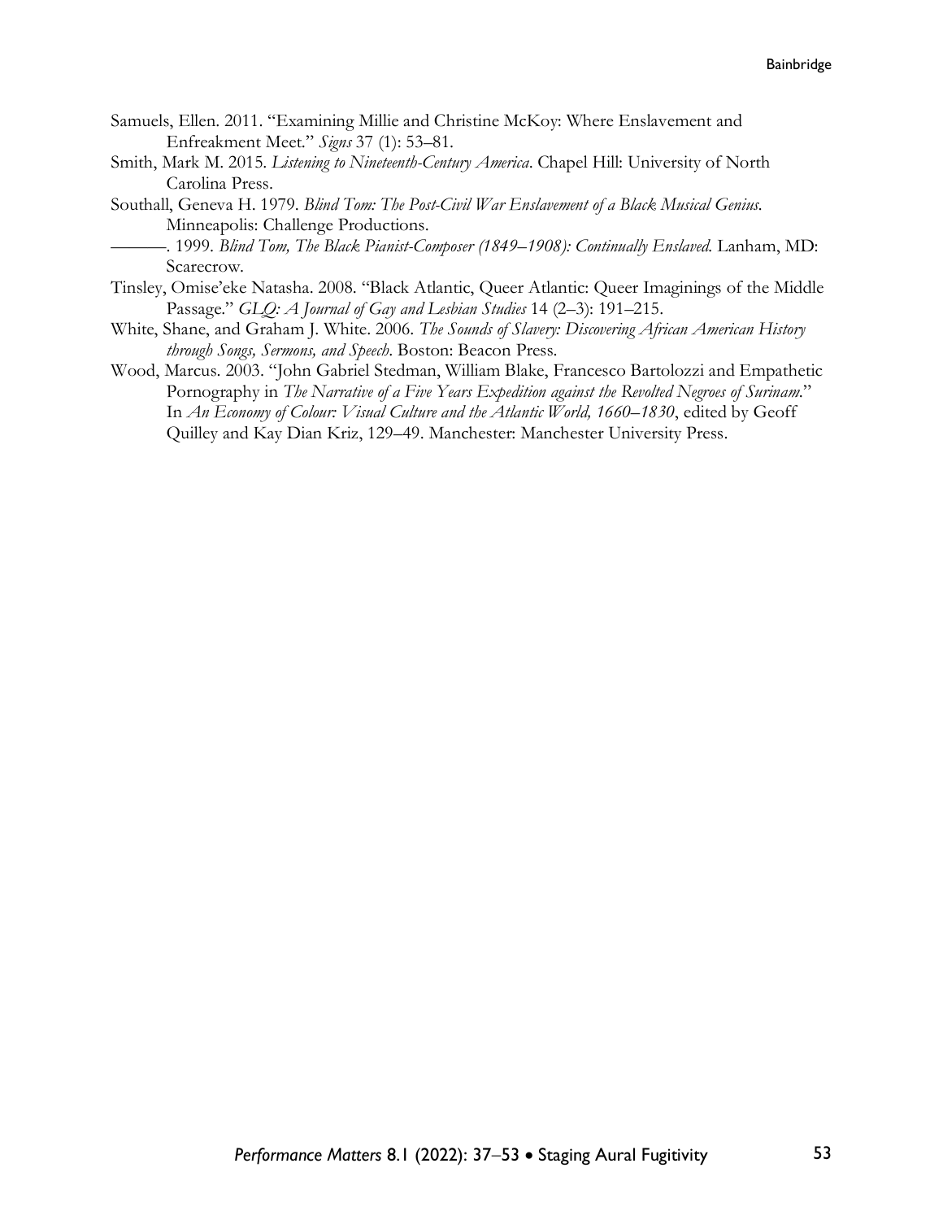Samuels, Ellen. 2011. "Examining Millie and Christine McKoy: Where Enslavement and Enfreakment Meet." *Signs* 37 (1): 53–81.

Smith, Mark M. 2015. *Listening to Nineteenth-Century America*. Chapel Hill: University of North Carolina Press.

Southall, Geneva H. 1979. *Blind Tom: The Post-Civil War Enslavement of a Black Musical Genius*. Minneapolis: Challenge Productions.

———. 1999. *Blind Tom, The Black Pianist-Composer (1849–1908): Continually Enslaved*. Lanham, MD: Scarecrow.

Tinsley, Omise'eke Natasha. 2008. "Black Atlantic, Queer Atlantic: Queer Imaginings of the Middle Passage." *GLQ: A Journal of Gay and Lesbian Studies* 14 (2–3): 191–215.

White, Shane, and Graham J. White. 2006. *The Sounds of Slavery: Discovering African American History through Songs, Sermons, and Speech*. Boston: Beacon Press.

Wood, Marcus. 2003. "John Gabriel Stedman, William Blake, Francesco Bartolozzi and Empathetic Pornography in *The Narrative of a Five Years Expedition against the Revolted Negroes of Surinam*." In *An Economy of Colour: Visual Culture and the Atlantic World, 1660–1830*, edited by Geoff Quilley and Kay Dian Kriz, 129–49. Manchester: Manchester University Press.